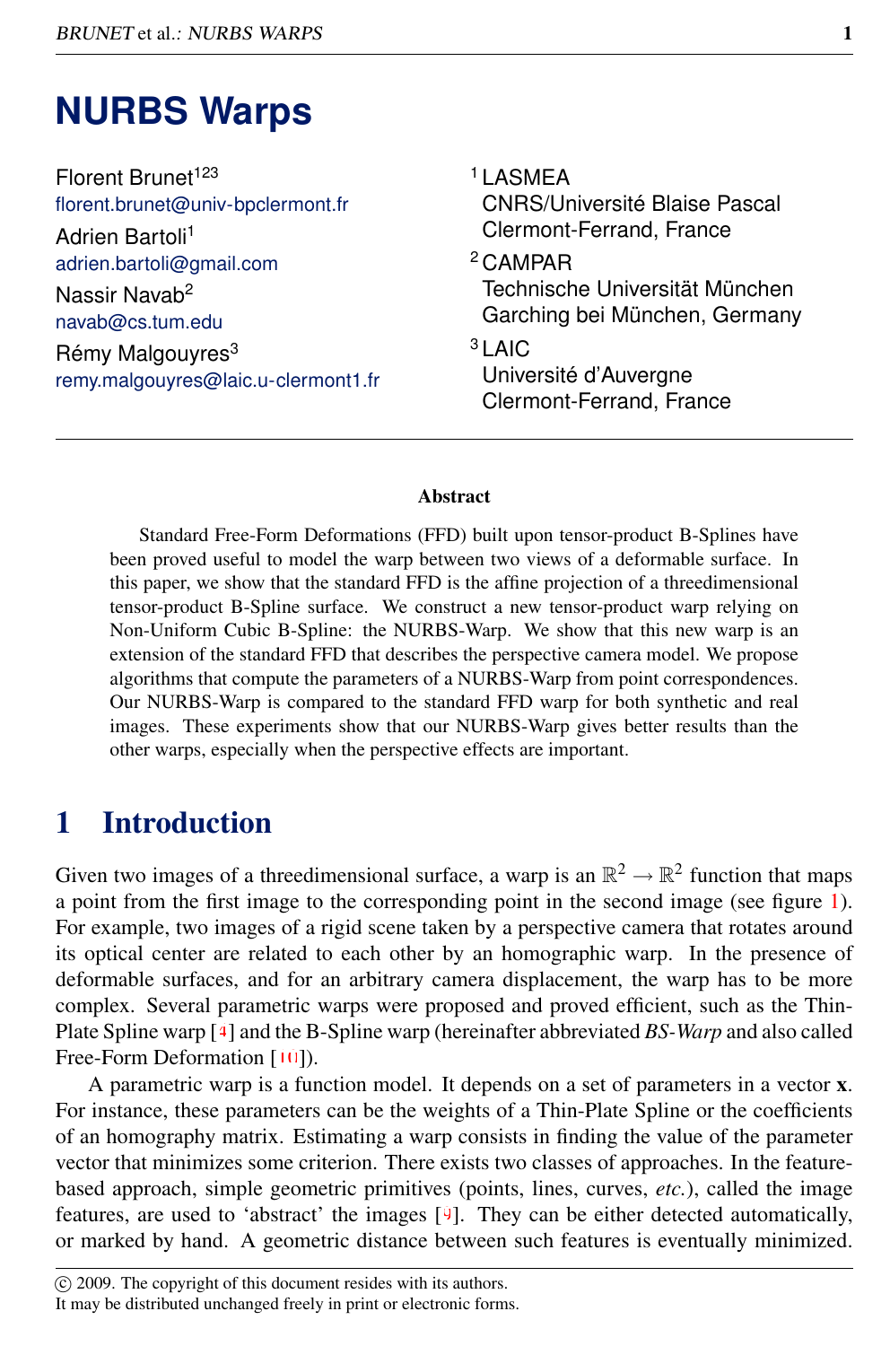# NURBS Warps

Florent Brunet[123]
florent.brunet@univ-bpclermont.fr

Adrien Bartoli[1]
adrien.bartoli@gmail.com

Nassir Navab[2]
navab@cs.tum.edu

Rémy Malgouyres[3]
remy.malgouyres@laic.u-clermont1.fr

[1] LASMEA
CNRS/Université Blaise Pascal
Clermont-Ferrand, France

[2] CAMPAR
Technische Universität München
Garching bei München, Germany

[3] LAIC
Université d'Auvergne
Clermont-Ferrand, France

### Abstract

Standard Free-Form Deformations (FFD) built upon tensor-product B-Splines have been proved useful to model the warp between two views of a deformable surface. In this paper, we show that the standard FFD is the affine projection of a threedimensional tensor-product B-Spline surface. We construct a new tensor-product warp relying on Non-Uniform Cubic B-Spline: the NURBS-Warp. We show that this new warp is an extension of the standard FFD that describes the perspective camera model. We propose algorithms that compute the parameters of a NURBS-Warp from point correspondences. Our NURBS-Warp is compared to the standard FFD warp for both synthetic and real images. These experiments show that our NURBS-Warp gives better results than the other warps, especially when the perspective effects are important.

## 1 Introduction

Given two images of a threedimensional surface, a warp is an $\mathbb{R}^2 \to \mathbb{R}^2$ function that maps a point from the first image to the corresponding point in the second image (see figure 1). For example, two images of a rigid scene taken by a perspective camera that rotates around its optical center are related to each other by an homographic warp. In the presence of deformable surfaces, and for an arbitrary camera displacement, the warp has to be more complex. Several parametric warps were proposed and proved efficient, such as the Thin-Plate Spline warp [4] and the B-Spline warp (hereinafter abbreviated *BS-Warp* and also called Free-Form Deformation [10]).

A parametric warp is a function model. It depends on a set of parameters in a vector $\mathbf{x}$. For instance, these parameters can be the weights of a Thin-Plate Spline or the coefficients of an homography matrix. Estimating a warp consists in finding the value of the parameter vector that minimizes some criterion. There exists two classes of approaches. In the feature-based approach, simple geometric primitives (points, lines, curves, *etc.*), called the image features, are used to 'abstract' the images [9]. They can be either detected automatically, or marked by hand. A geometric distance between such features is eventually minimized.

© 2009. The copyright of this document resides with its authors.
It may be distributed unchanged freely in print or electronic forms.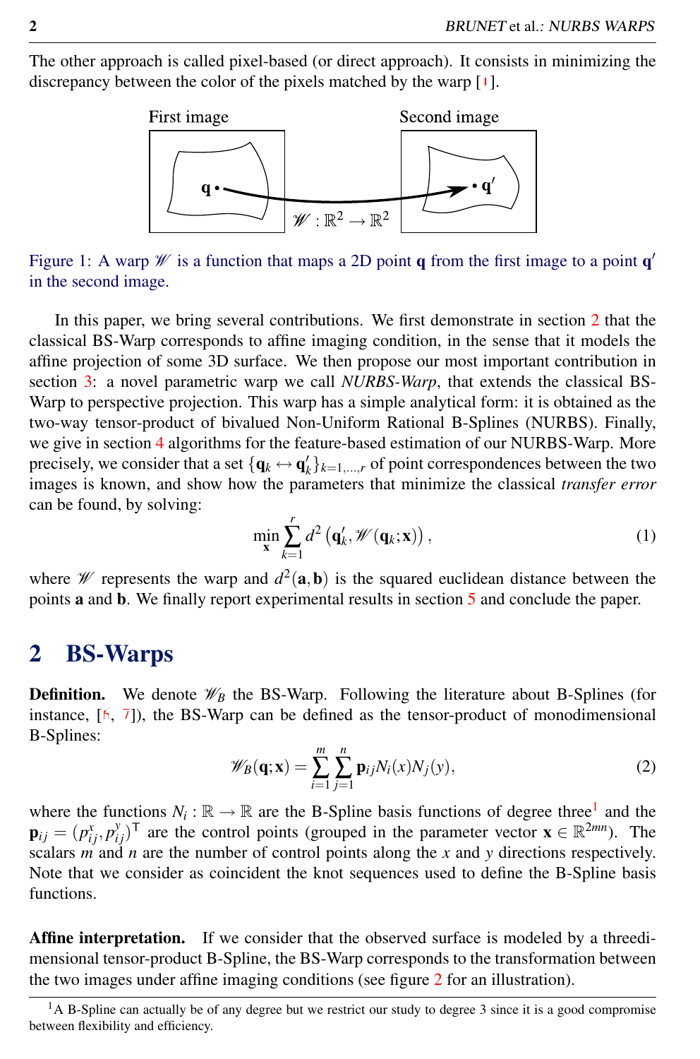The other approach is called pixel-based (or direct approach). It consists in minimizing the discrepancy between the color of the pixels matched by the warp [1].

Figure 1: A warp $\mathscr{W}$ is a function that maps a 2D point $\mathbf{q}$ from the first image to a point $\mathbf{q}'$ in the second image.

In this paper, we bring several contributions. We first demonstrate in section 2 that the classical BS-Warp corresponds to affine imaging condition, in the sense that it models the affine projection of some 3D surface. We then propose our most important contribution in section 3: a novel parametric warp we call *NURBS-Warp*, that extends the classical BS-Warp to perspective projection. This warp has a simple analytical form: it is obtained as the two-way tensor-product of bivalued Non-Uniform Rational B-Splines (NURBS). Finally, we give in section 4 algorithms for the feature-based estimation of our NURBS-Warp. More precisely, we consider that a set $\{\mathbf{q}_k \leftrightarrow \mathbf{q}'_k\}_{k=1,\ldots,r}$ of point correspondences between the two images is known, and show how the parameters that minimize the classical *transfer error* can be found, by solving:

$$\min_{\mathbf{x}} \sum_{k=1}^{r} d^2\left(\mathbf{q}'_k, \mathscr{W}(\mathbf{q}_k; \mathbf{x})\right), \tag{1}$$

where $\mathscr{W}$ represents the warp and $d^2(\mathbf{a}, \mathbf{b})$ is the squared euclidean distance between the points $\mathbf{a}$ and $\mathbf{b}$. We finally report experimental results in section 5 and conclude the paper.

## 2 BS-Warps

**Definition.** We denote $\mathscr{W}_B$ the BS-Warp. Following the literature about B-Splines (for instance, [6, 7]), the BS-Warp can be defined as the tensor-product of monodimensional B-Splines:

$$\mathscr{W}_B(\mathbf{q}; \mathbf{x}) = \sum_{i=1}^{m} \sum_{j=1}^{n} \mathbf{p}_{ij} N_i(x) N_j(y), \tag{2}$$

where the functions $N_i : \mathbb{R} \to \mathbb{R}$ are the B-Spline basis functions of degree three[1] and the $\mathbf{p}_{ij} = (p^x_{ij}, p^y_{ij})^\mathsf{T}$ are the control points (grouped in the parameter vector $\mathbf{x} \in \mathbb{R}^{2mn}$). The scalars $m$ and $n$ are the number of control points along the $x$ and $y$ directions respectively. Note that we consider as coincident the knot sequences used to define the B-Spline basis functions.

**Affine interpretation.** If we consider that the observed surface is modeled by a threedimensional tensor-product B-Spline, the BS-Warp corresponds to the transformation between the two images under affine imaging conditions (see figure 2 for an illustration).

[1] A B-Spline can actually be of any degree but we restrict our study to degree 3 since it is a good compromise between flexibility and efficiency.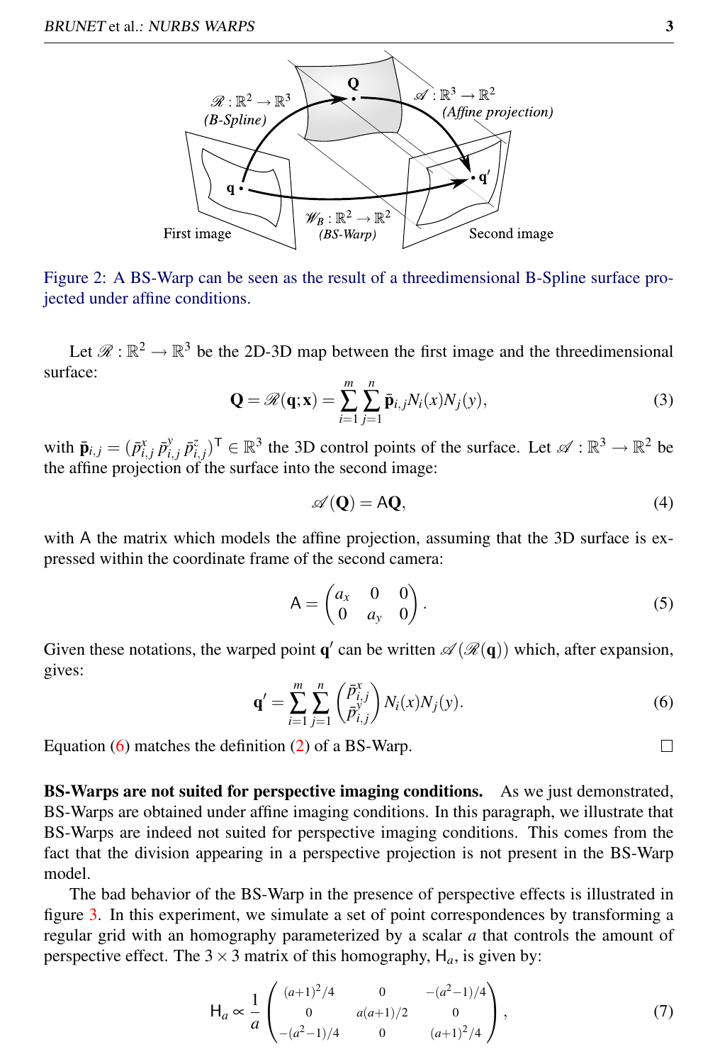Figure 2: A BS-Warp can be seen as the result of a threedimensional B-Spline surface projected under affine conditions.

Let $\mathscr{R} : \mathbb{R}^2 \rightarrow \mathbb{R}^3$ be the 2D-3D map between the first image and the threedimensional surface:

$$\mathbf{Q} = \mathscr{R}(\mathbf{q}; \mathbf{x}) = \sum_{i=1}^{m} \sum_{j=1}^{n} \bar{\mathbf{p}}_{i,j} N_i(x) N_j(y), \tag{3}$$

with $\bar{\mathbf{p}}_{i,j} = (\bar{p}^x_{i,j}\ \bar{p}^y_{i,j}\ \bar{p}^z_{i,j})^\mathsf{T} \in \mathbb{R}^3$ the 3D control points of the surface. Let $\mathscr{A} : \mathbb{R}^3 \rightarrow \mathbb{R}^2$ be the affine projection of the surface into the second image:

$$\mathscr{A}(\mathbf{Q}) = \mathsf{A}\mathbf{Q}, \tag{4}$$

with $\mathsf{A}$ the matrix which models the affine projection, assuming that the 3D surface is expressed within the coordinate frame of the second camera:

$$\mathsf{A} = \begin{pmatrix} a_x & 0 & 0 \\ 0 & a_y & 0 \end{pmatrix}. \tag{5}$$

Given these notations, the warped point $\mathbf{q}'$ can be written $\mathscr{A}(\mathscr{R}(\mathbf{q}))$ which, after expansion, gives:

$$\mathbf{q}' = \sum_{i=1}^{m} \sum_{j=1}^{n} \begin{pmatrix} \bar{p}^x_{i,j} \\ \bar{p}^y_{i,j} \end{pmatrix} N_i(x) N_j(y). \tag{6}$$

Equation (6) matches the definition (2) of a BS-Warp. □

**BS-Warps are not suited for perspective imaging conditions.** As we just demonstrated, BS-Warps are obtained under affine imaging conditions. In this paragraph, we illustrate that BS-Warps are indeed not suited for perspective imaging conditions. This comes from the fact that the division appearing in a perspective projection is not present in the BS-Warp model.

The bad behavior of the BS-Warp in the presence of perspective effects is illustrated in figure 3. In this experiment, we simulate a set of point correspondences by transforming a regular grid with an homography parameterized by a scalar $a$ that controls the amount of perspective effect. The $3 \times 3$ matrix of this homography, $\mathsf{H}_a$, is given by:

$$\mathsf{H}_a \propto \frac{1}{a} \begin{pmatrix} (a+1)^2/4 & 0 & -(a^2-1)/4 \\ 0 & a(a+1)/2 & 0 \\ -(a^2-1)/4 & 0 & (a+1)^2/4 \end{pmatrix}, \tag{7}$$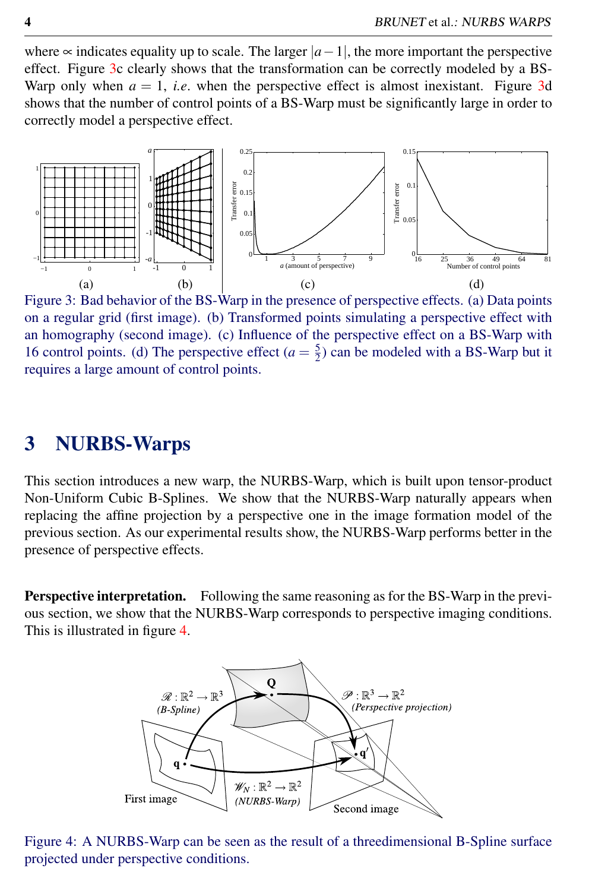where $\propto$ indicates equality up to scale. The larger $|a-1|$, the more important the perspective effect. Figure 3c clearly shows that the transformation can be correctly modeled by a BS-Warp only when $a = 1$, *i.e.* when the perspective effect is almost inexistant. Figure 3d shows that the number of control points of a BS-Warp must be significantly large in order to correctly model a perspective effect.

Figure 3: Bad behavior of the BS-Warp in the presence of perspective effects. (a) Data points on a regular grid (first image). (b) Transformed points simulating a perspective effect with an homography (second image). (c) Influence of the perspective effect on a BS-Warp with 16 control points. (d) The perspective effect ($a = \frac{5}{2}$) can be modeled with a BS-Warp but it requires a large amount of control points.

## 3 NURBS-Warps

This section introduces a new warp, the NURBS-Warp, which is built upon tensor-product Non-Uniform Cubic B-Splines. We show that the NURBS-Warp naturally appears when replacing the affine projection by a perspective one in the image formation model of the previous section. As our experimental results show, the NURBS-Warp performs better in the presence of perspective effects.

**Perspective interpretation.** Following the same reasoning as for the BS-Warp in the previous section, we show that the NURBS-Warp corresponds to perspective imaging conditions. This is illustrated in figure 4.

Figure 4: A NURBS-Warp can be seen as the result of a threedimensional B-Spline surface projected under perspective conditions.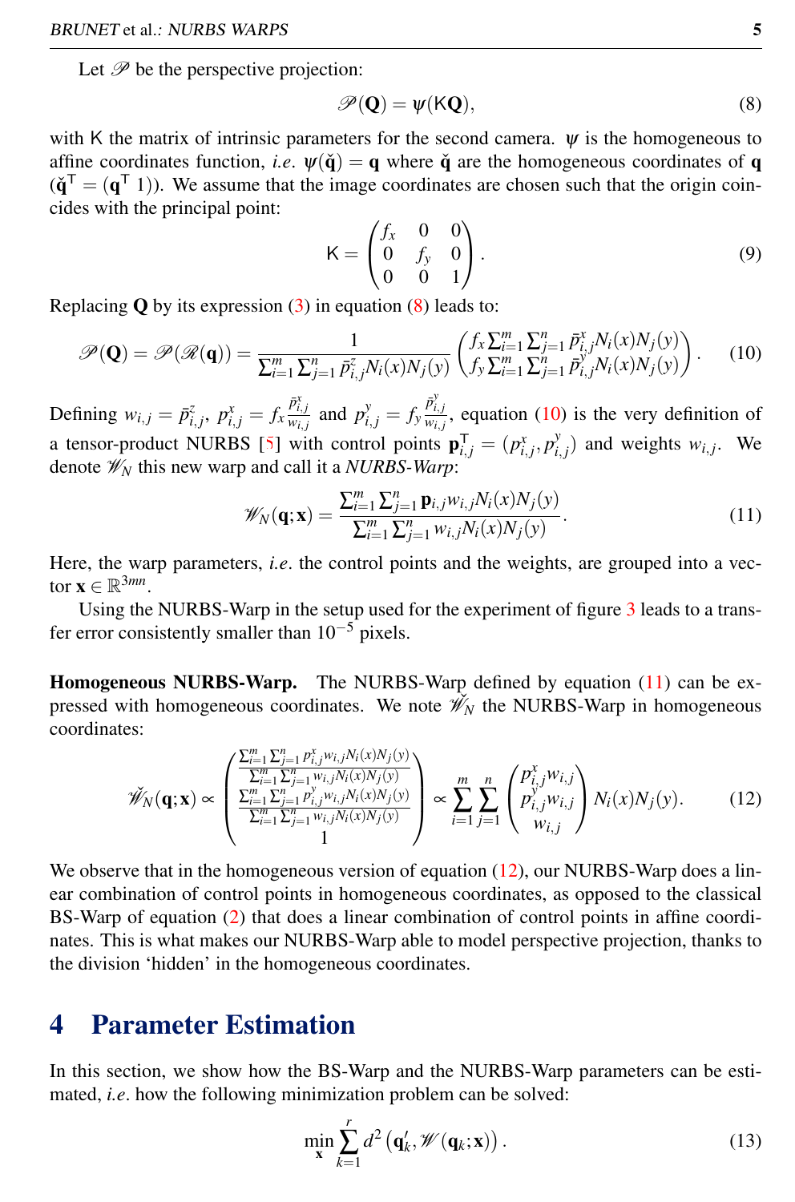Let $\mathscr{P}$ be the perspective projection:

$$\mathscr{P}(\mathbf{Q}) = \psi(\mathsf{K}\mathbf{Q}), \tag{8}$$

with $\mathsf{K}$ the matrix of intrinsic parameters for the second camera. $\psi$ is the homogeneous to affine coordinates function, *i.e.* $\psi(\check{\mathbf{q}}) = \mathbf{q}$ where $\check{\mathbf{q}}$ are the homogeneous coordinates of $\mathbf{q}$ ($\check{\mathbf{q}}^\mathsf{T} = (\mathbf{q}^\mathsf{T}\ 1)$). We assume that the image coordinates are chosen such that the origin coincides with the principal point:

$$\mathsf{K} = \begin{pmatrix} f_x & 0 & 0 \\ 0 & f_y & 0 \\ 0 & 0 & 1 \end{pmatrix}. \tag{9}$$

Replacing $\mathbf{Q}$ by its expression (3) in equation (8) leads to:

$$\mathscr{P}(\mathbf{Q}) = \mathscr{P}(\mathscr{R}(\mathbf{q})) = \frac{1}{\sum_{i=1}^{m}\sum_{j=1}^{n} \bar{p}_{i,j}^{z} N_i(x) N_j(y)} \begin{pmatrix} f_x \sum_{i=1}^{m}\sum_{j=1}^{n} \bar{p}_{i,j}^{x} N_i(x) N_j(y) \\ f_y \sum_{i=1}^{m}\sum_{j=1}^{n} \bar{p}_{i,j}^{y} N_i(x) N_j(y) \end{pmatrix}. \tag{10}$$

Defining $w_{i,j} = \bar{p}_{i,j}^{z}$, $p_{i,j}^{x} = f_x \frac{\bar{p}_{i,j}^{x}}{w_{i,j}}$ and $p_{i,j}^{y} = f_y \frac{\bar{p}_{i,j}^{y}}{w_{i,j}}$, equation (10) is the very definition of a tensor-product NURBS [5] with control points $\mathbf{p}_{i,j}^\mathsf{T} = (p_{i,j}^{x}, p_{i,j}^{y})$ and weights $w_{i,j}$. We denote $\mathscr{W}_N$ this new warp and call it a *NURBS-Warp*:

$$\mathscr{W}_N(\mathbf{q};\mathbf{x}) = \frac{\sum_{i=1}^{m}\sum_{j=1}^{n} \mathbf{p}_{i,j} w_{i,j} N_i(x) N_j(y)}{\sum_{i=1}^{m}\sum_{j=1}^{n} w_{i,j} N_i(x) N_j(y)}. \tag{11}$$

Here, the warp parameters, *i.e.* the control points and the weights, are grouped into a vector $\mathbf{x} \in \mathbb{R}^{3mn}$.

Using the NURBS-Warp in the setup used for the experiment of figure 3 leads to a transfer error consistently smaller than $10^{-5}$ pixels.

**Homogeneous NURBS-Warp.** The NURBS-Warp defined by equation (11) can be expressed with homogeneous coordinates. We note $\check{\mathscr{W}}_N$ the NURBS-Warp in homogeneous coordinates:

$$\check{\mathscr{W}}_N(\mathbf{q};\mathbf{x}) \propto \begin{pmatrix} \frac{\sum_{i=1}^{m}\sum_{j=1}^{n} p_{i,j}^{x} w_{i,j} N_i(x) N_j(y)}{\sum_{i=1}^{m}\sum_{j=1}^{n} w_{i,j} N_i(x) N_j(y)} \\ \frac{\sum_{i=1}^{m}\sum_{j=1}^{n} p_{i,j}^{y} w_{i,j} N_i(x) N_j(y)}{\sum_{i=1}^{m}\sum_{j=1}^{n} w_{i,j} N_i(x) N_j(y)} \\ 1 \end{pmatrix} \propto \sum_{i=1}^{m}\sum_{j=1}^{n} \begin{pmatrix} p_{i,j}^{x} w_{i,j} \\ p_{i,j}^{y} w_{i,j} \\ w_{i,j} \end{pmatrix} N_i(x) N_j(y). \tag{12}$$

We observe that in the homogeneous version of equation (12), our NURBS-Warp does a linear combination of control points in homogeneous coordinates, as opposed to the classical BS-Warp of equation (2) that does a linear combination of control points in affine coordinates. This is what makes our NURBS-Warp able to model perspective projection, thanks to the division 'hidden' in the homogeneous coordinates.

# 4 Parameter Estimation

In this section, we show how the BS-Warp and the NURBS-Warp parameters can be estimated, *i.e.* how the following minimization problem can be solved:

$$\min_{\mathbf{x}} \sum_{k=1}^{r} d^2\left(\mathbf{q}'_k, \mathscr{W}(\mathbf{q}_k;\mathbf{x})\right). \tag{13}$$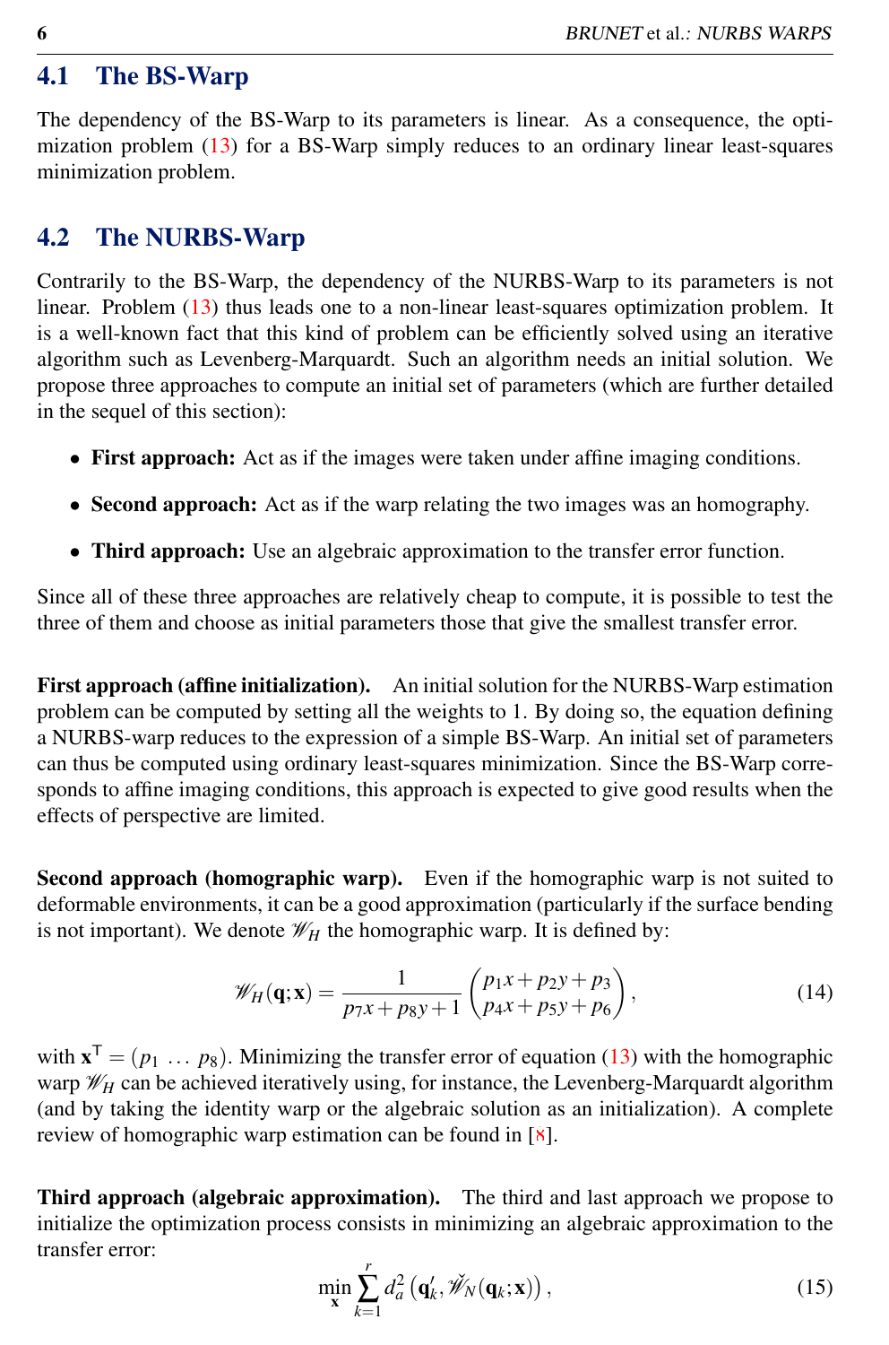## 4.1 The BS-Warp

The dependency of the BS-Warp to its parameters is linear. As a consequence, the optimization problem (13) for a BS-Warp simply reduces to an ordinary linear least-squares minimization problem.

## 4.2 The NURBS-Warp

Contrarily to the BS-Warp, the dependency of the NURBS-Warp to its parameters is not linear. Problem (13) thus leads one to a non-linear least-squares optimization problem. It is a well-known fact that this kind of problem can be efficiently solved using an iterative algorithm such as Levenberg-Marquardt. Such an algorithm needs an initial solution. We propose three approaches to compute an initial set of parameters (which are further detailed in the sequel of this section):

- **First approach:** Act as if the images were taken under affine imaging conditions.
- **Second approach:** Act as if the warp relating the two images was an homography.
- **Third approach:** Use an algebraic approximation to the transfer error function.

Since all of these three approaches are relatively cheap to compute, it is possible to test the three of them and choose as initial parameters those that give the smallest transfer error.

**First approach (affine initialization).** An initial solution for the NURBS-Warp estimation problem can be computed by setting all the weights to 1. By doing so, the equation defining a NURBS-warp reduces to the expression of a simple BS-Warp. An initial set of parameters can thus be computed using ordinary least-squares minimization. Since the BS-Warp corresponds to affine imaging conditions, this approach is expected to give good results when the effects of perspective are limited.

**Second approach (homographic warp).** Even if the homographic warp is not suited to deformable environments, it can be a good approximation (particularly if the surface bending is not important). We denote $\mathscr{W}_H$ the homographic warp. It is defined by:

$$\mathscr{W}_H(\mathbf{q};\mathbf{x}) = \frac{1}{p_7 x + p_8 y + 1} \begin{pmatrix} p_1 x + p_2 y + p_3 \\ p_4 x + p_5 y + p_6 \end{pmatrix}, \tag{14}$$

with $\mathbf{x}^\mathsf{T} = (p_1 \ \dots \ p_8)$. Minimizing the transfer error of equation (13) with the homographic warp $\mathscr{W}_H$ can be achieved iteratively using, for instance, the Levenberg-Marquardt algorithm (and by taking the identity warp or the algebraic solution as an initialization). A complete review of homographic warp estimation can be found in [8].

**Third approach (algebraic approximation).** The third and last approach we propose to initialize the optimization process consists in minimizing an algebraic approximation to the transfer error:

$$\min_{\mathbf{x}} \sum_{k=1}^{r} d_a^2 \left(\mathbf{q}'_k, \check{\mathscr{W}}_N(\mathbf{q}_k;\mathbf{x})\right), \tag{15}$$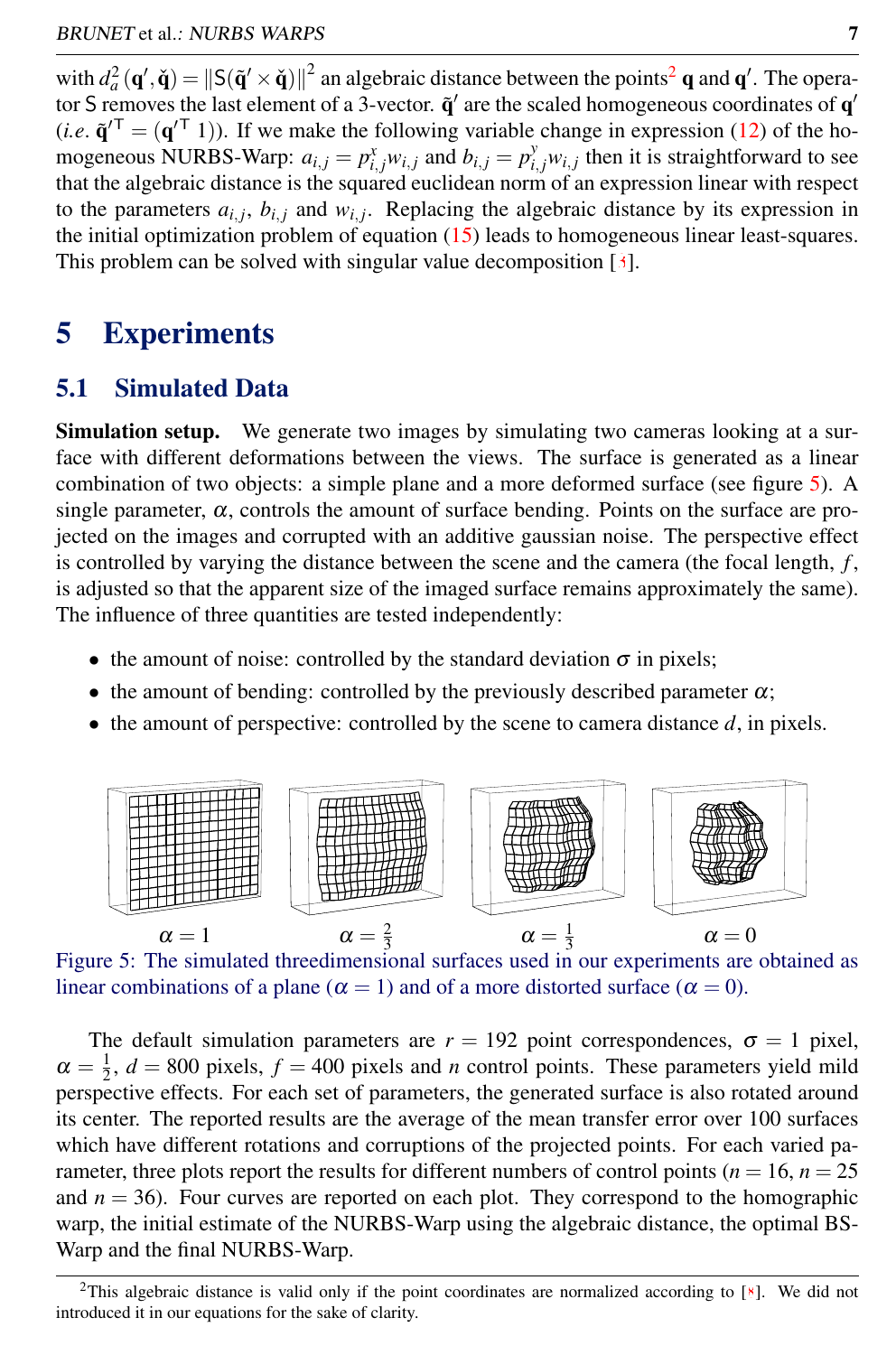with $d_a^2(\mathbf{q}', \check{\mathbf{q}}) = \|\mathsf{S}(\tilde{\mathbf{q}}' \times \check{\mathbf{q}})\|^2$ an algebraic distance between the points[2] $\mathbf{q}$ and $\mathbf{q}'$. The operator $\mathsf{S}$ removes the last element of a 3-vector. $\tilde{\mathbf{q}}'$ are the scaled homogeneous coordinates of $\mathbf{q}'$ (*i.e.* $\tilde{\mathbf{q}}'^{\mathsf{T}} = (\mathbf{q}'^{\mathsf{T}}\ 1)$). If we make the following variable change in expression (12) of the homogeneous NURBS-Warp: $a_{i,j} = p^x_{i,j} w_{i,j}$ and $b_{i,j} = p^y_{i,j} w_{i,j}$ then it is straightforward to see that the algebraic distance is the squared euclidean norm of an expression linear with respect to the parameters $a_{i,j}$, $b_{i,j}$ and $w_{i,j}$. Replacing the algebraic distance by its expression in the initial optimization problem of equation (15) leads to homogeneous linear least-squares. This problem can be solved with singular value decomposition [3].

# 5 Experiments

## 5.1 Simulated Data

**Simulation setup.** We generate two images by simulating two cameras looking at a surface with different deformations between the views. The surface is generated as a linear combination of two objects: a simple plane and a more deformed surface (see figure 5). A single parameter, $\alpha$, controls the amount of surface bending. Points on the surface are projected on the images and corrupted with an additive gaussian noise. The perspective effect is controlled by varying the distance between the scene and the camera (the focal length, $f$, is adjusted so that the apparent size of the imaged surface remains approximately the same). The influence of three quantities are tested independently:

- the amount of noise: controlled by the standard deviation $\sigma$ in pixels;
- the amount of bending: controlled by the previously described parameter $\alpha$;
- the amount of perspective: controlled by the scene to camera distance $d$, in pixels.

$\alpha = 1$ $\quad$ $\alpha = \frac{2}{3}$ $\quad$ $\alpha = \frac{1}{3}$ $\quad$ $\alpha = 0$

Figure 5: The simulated threedimensional surfaces used in our experiments are obtained as linear combinations of a plane ($\alpha = 1$) and of a more distorted surface ($\alpha = 0$).

The default simulation parameters are $r = 192$ point correspondences, $\sigma = 1$ pixel, $\alpha = \frac{1}{2}$, $d = 800$ pixels, $f = 400$ pixels and $n$ control points. These parameters yield mild perspective effects. For each set of parameters, the generated surface is also rotated around its center. The reported results are the average of the mean transfer error over 100 surfaces which have different rotations and corruptions of the projected points. For each varied parameter, three plots report the results for different numbers of control points ($n = 16$, $n = 25$ and $n = 36$). Four curves are reported on each plot. They correspond to the homographic warp, the initial estimate of the NURBS-Warp using the algebraic distance, the optimal BS-Warp and the final NURBS-Warp.

[2] This algebraic distance is valid only if the point coordinates are normalized according to [8]. We did not introduced it in our equations for the sake of clarity.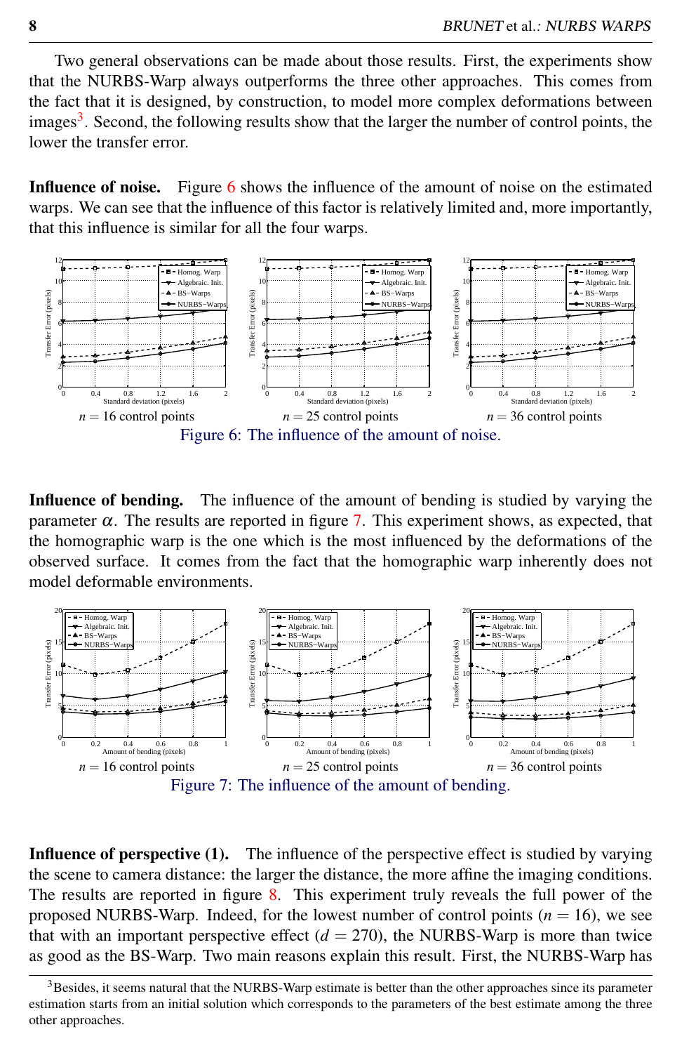Two general observations can be made about those results. First, the experiments show that the NURBS-Warp always outperforms the three other approaches. This comes from the fact that it is designed, by construction, to model more complex deformations between images[3]. Second, the following results show that the larger the number of control points, the lower the transfer error.

**Influence of noise.** Figure 6 shows the influence of the amount of noise on the estimated warps. We can see that the influence of this factor is relatively limited and, more importantly, that this influence is similar for all the four warps.

$n = 16$ control points — $n = 25$ control points — $n = 36$ control points

Figure 6: The influence of the amount of noise.

**Influence of bending.** The influence of the amount of bending is studied by varying the parameter $\alpha$. The results are reported in figure 7. This experiment shows, as expected, that the homographic warp is the one which is the most influenced by the deformations of the observed surface. It comes from the fact that the homographic warp inherently does not model deformable environments.

$n = 16$ control points — $n = 25$ control points — $n = 36$ control points

Figure 7: The influence of the amount of bending.

**Influence of perspective (1).** The influence of the perspective effect is studied by varying the scene to camera distance: the larger the distance, the more affine the imaging conditions. The results are reported in figure 8. This experiment truly reveals the full power of the proposed NURBS-Warp. Indeed, for the lowest number of control points ($n = 16$), we see that with an important perspective effect ($d = 270$), the NURBS-Warp is more than twice as good as the BS-Warp. Two main reasons explain this result. First, the NURBS-Warp has

[3] Besides, it seems natural that the NURBS-Warp estimate is better than the other approaches since its parameter estimation starts from an initial solution which corresponds to the parameters of the best estimate among the three other approaches.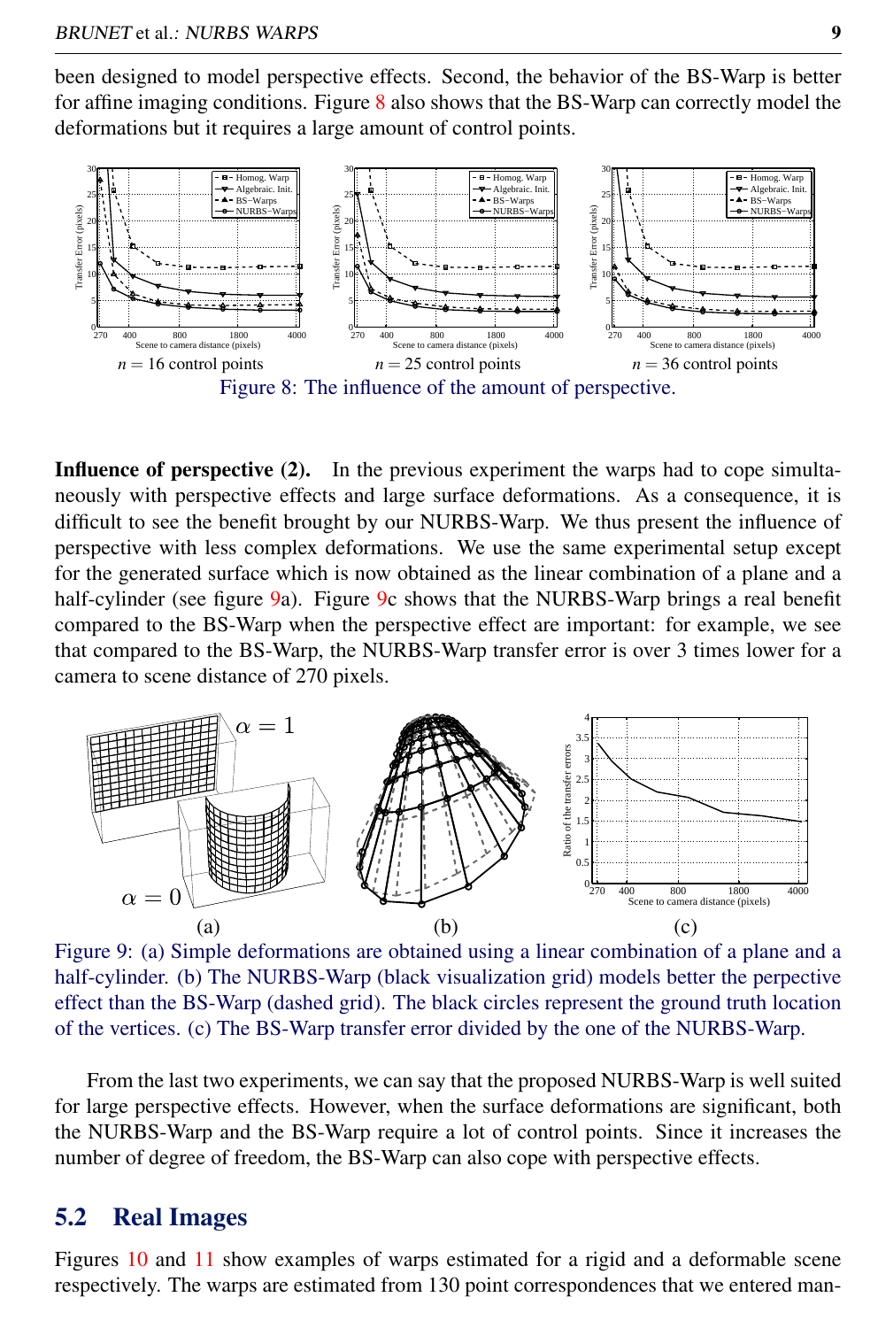been designed to model perspective effects. Second, the behavior of the BS-Warp is better for affine imaging conditions. Figure 8 also shows that the BS-Warp can correctly model the deformations but it requires a large amount of control points.

$n = 16$ control points | $n = 25$ control points | $n = 36$ control points

Figure 8: The influence of the amount of perspective.

**Influence of perspective (2).** In the previous experiment the warps had to cope simultaneously with perspective effects and large surface deformations. As a consequence, it is difficult to see the benefit brought by our NURBS-Warp. We thus present the influence of perspective with less complex deformations. We use the same experimental setup except for the generated surface which is now obtained as the linear combination of a plane and a half-cylinder (see figure 9a). Figure 9c shows that the NURBS-Warp brings a real benefit compared to the BS-Warp when the perspective effect are important: for example, we see that compared to the BS-Warp, the NURBS-Warp transfer error is over 3 times lower for a camera to scene distance of 270 pixels.

Figure 9: (a) Simple deformations are obtained using a linear combination of a plane and a half-cylinder. (b) The NURBS-Warp (black visualization grid) models better the perpective effect than the BS-Warp (dashed grid). The black circles represent the ground truth location of the vertices. (c) The BS-Warp transfer error divided by the one of the NURBS-Warp.

From the last two experiments, we can say that the proposed NURBS-Warp is well suited for large perspective effects. However, when the surface deformations are significant, both the NURBS-Warp and the BS-Warp require a lot of control points. Since it increases the number of degree of freedom, the BS-Warp can also cope with perspective effects.

## 5.2 Real Images

Figures 10 and 11 show examples of warps estimated for a rigid and a deformable scene respectively. The warps are estimated from 130 point correspondences that we entered man-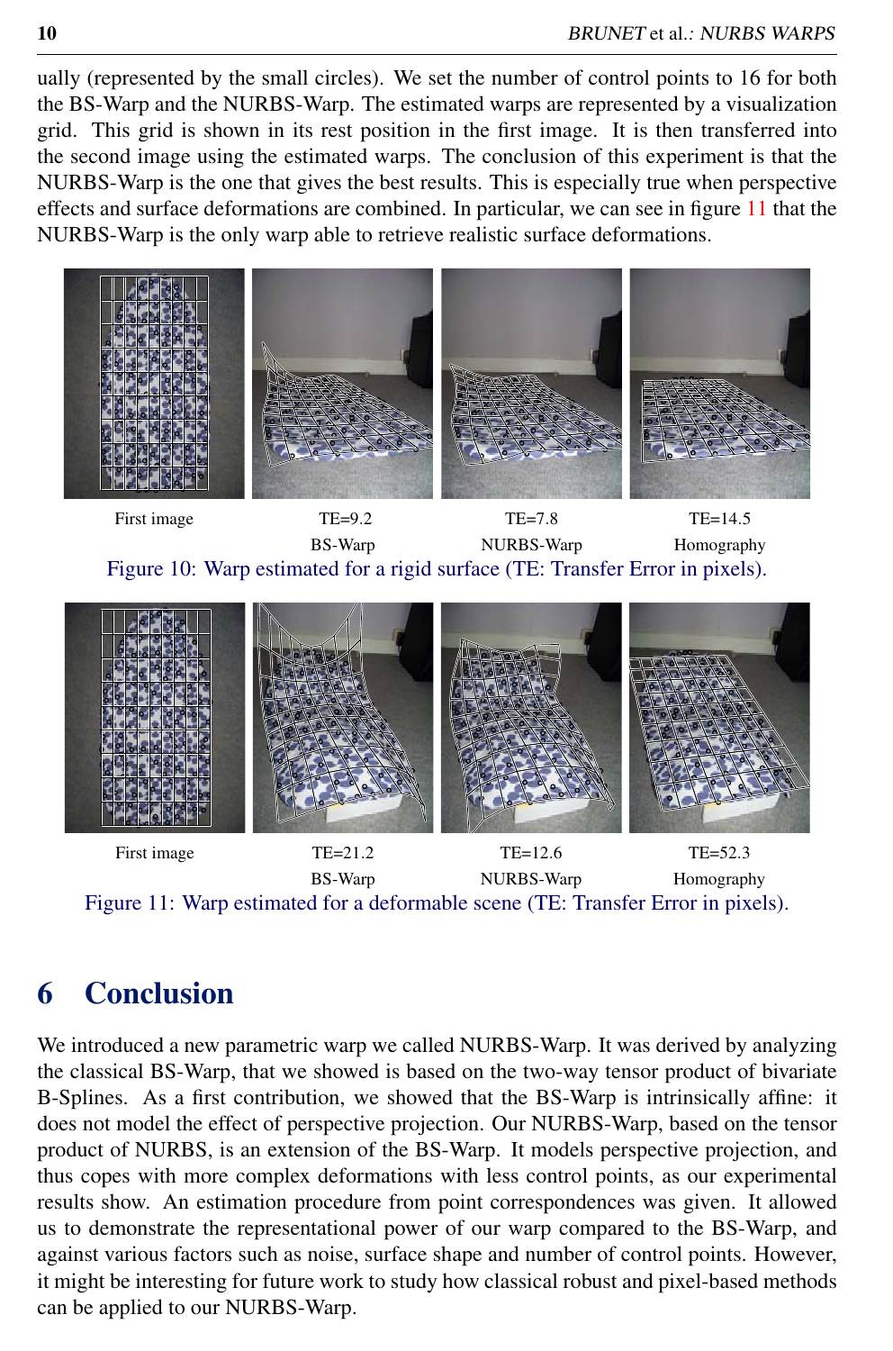ually (represented by the small circles). We set the number of control points to 16 for both the BS-Warp and the NURBS-Warp. The estimated warps are represented by a visualization grid. This grid is shown in its rest position in the first image. It is then transferred into the second image using the estimated warps. The conclusion of this experiment is that the NURBS-Warp is the one that gives the best results. This is especially true when perspective effects and surface deformations are combined. In particular, we can see in figure 11 that the NURBS-Warp is the only warp able to retrieve realistic surface deformations.

| First image | TE=9.2 | TE=7.8 | TE=14.5 |
| --- | --- | --- | --- |
| | BS-Warp | NURBS-Warp | Homography |

Figure 10: Warp estimated for a rigid surface (TE: Transfer Error in pixels).

| First image | TE=21.2 | TE=12.6 | TE=52.3 |
| --- | --- | --- | --- |
| | BS-Warp | NURBS-Warp | Homography |

Figure 11: Warp estimated for a deformable scene (TE: Transfer Error in pixels).

# 6 Conclusion

We introduced a new parametric warp we called NURBS-Warp. It was derived by analyzing the classical BS-Warp, that we showed is based on the two-way tensor product of bivariate B-Splines. As a first contribution, we showed that the BS-Warp is intrinsically affine: it does not model the effect of perspective projection. Our NURBS-Warp, based on the tensor product of NURBS, is an extension of the BS-Warp. It models perspective projection, and thus copes with more complex deformations with less control points, as our experimental results show. An estimation procedure from point correspondences was given. It allowed us to demonstrate the representational power of our warp compared to the BS-Warp, and against various factors such as noise, surface shape and number of control points. However, it might be interesting for future work to study how classical robust and pixel-based methods can be applied to our NURBS-Warp.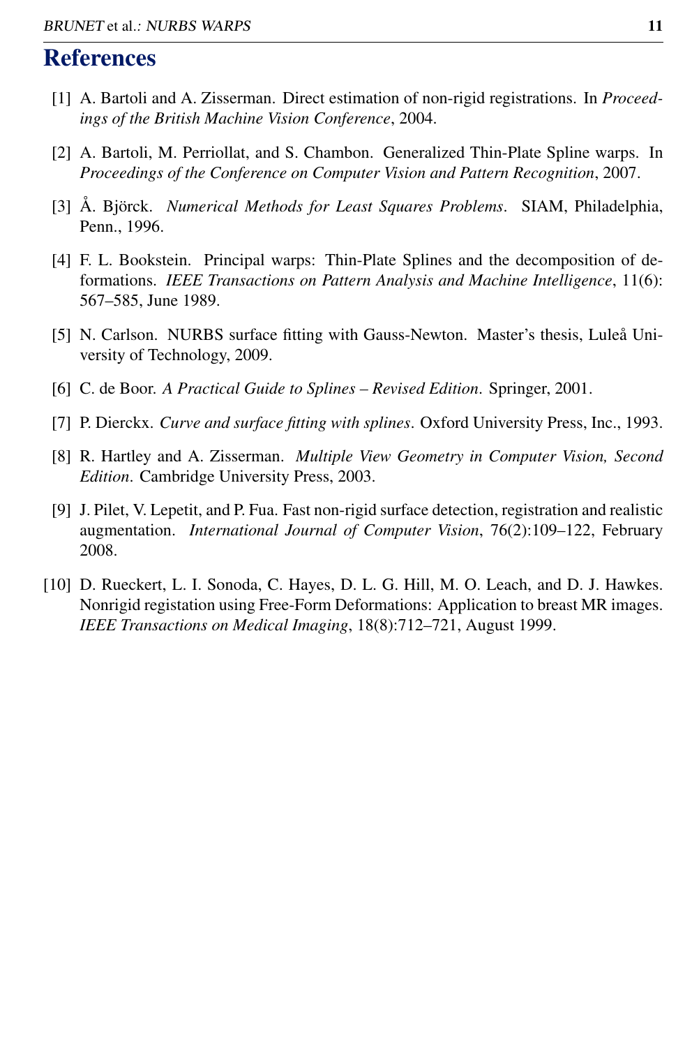# References

[1] A. Bartoli and A. Zisserman. Direct estimation of non-rigid registrations. In *Proceedings of the British Machine Vision Conference*, 2004.

[2] A. Bartoli, M. Perriollat, and S. Chambon. Generalized Thin-Plate Spline warps. In *Proceedings of the Conference on Computer Vision and Pattern Recognition*, 2007.

[3] Å. Björck. *Numerical Methods for Least Squares Problems*. SIAM, Philadelphia, Penn., 1996.

[4] F. L. Bookstein. Principal warps: Thin-Plate Splines and the decomposition of deformations. *IEEE Transactions on Pattern Analysis and Machine Intelligence*, 11(6): 567–585, June 1989.

[5] N. Carlson. NURBS surface fitting with Gauss-Newton. Master's thesis, Luleå University of Technology, 2009.

[6] C. de Boor. *A Practical Guide to Splines – Revised Edition*. Springer, 2001.

[7] P. Dierckx. *Curve and surface fitting with splines*. Oxford University Press, Inc., 1993.

[8] R. Hartley and A. Zisserman. *Multiple View Geometry in Computer Vision, Second Edition*. Cambridge University Press, 2003.

[9] J. Pilet, V. Lepetit, and P. Fua. Fast non-rigid surface detection, registration and realistic augmentation. *International Journal of Computer Vision*, 76(2):109–122, February 2008.

[10] D. Rueckert, L. I. Sonoda, C. Hayes, D. L. G. Hill, M. O. Leach, and D. J. Hawkes. Nonrigid registation using Free-Form Deformations: Application to breast MR images. *IEEE Transactions on Medical Imaging*, 18(8):712–721, August 1999.